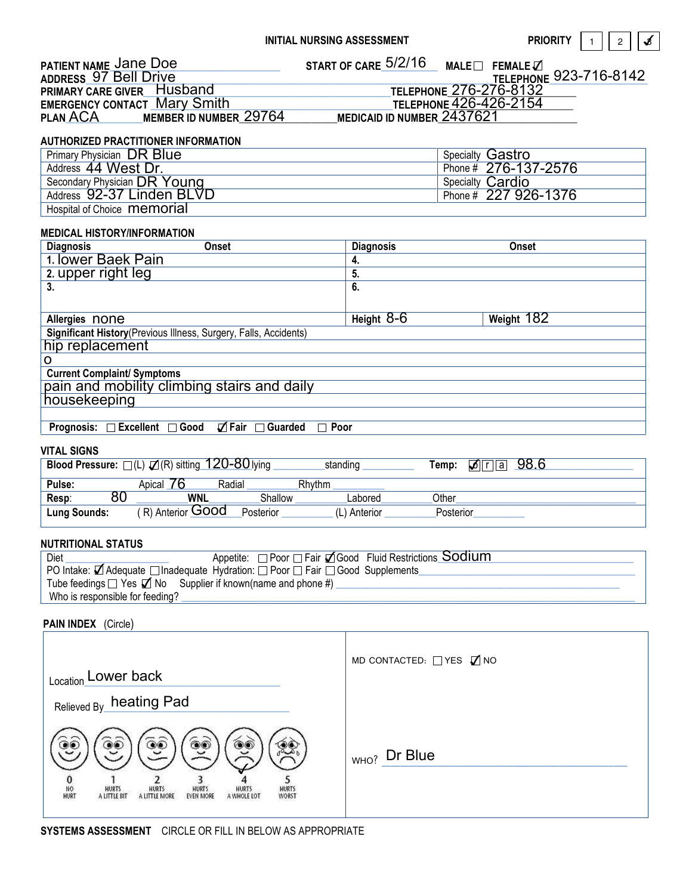# INITIAL NURSING ASSESSMENT

**PRIORITY** ☐ 1 ☐ 2 ☑

**PATIENT NAME** Jane Doe **START OF CARE** 5/2/16 **MALE** ☐ **FEMALE** ☑
**ADDRESS** 97 Bell Drive **TELEPHONE** 923-716-8142
**PRIMARY CARE GIVER** Husband **TELEPHONE** 276-276-8132
**EMERGENCY CONTACT** Mary Smith **TELEPHONE** 426-426-2154
**PLAN** ACA **MEMBER ID NUMBER** 29764 **MEDICAID ID NUMBER** 2437621

## AUTHORIZED PRACTITIONER INFORMATION

| | |
|---|---|
| Primary Physician DR Blue | Specialty Gastro |
| Address 44 West Dr. | Phone # 276-137-2576 |
| Secondary Physician DR Young | Specialty Cardio |
| Address 92-37 Linden BLVD | Phone # 227 926-1376 |
| Hospital of Choice memorial | |

## MEDICAL HISTORY/INFORMATION

| Diagnosis | Onset | Diagnosis | Onset |
|---|---|---|---|
| 1. lower Baek Pain | | 4. | |
| 2. upper right leg | | 5. | |
| 3. | | 6. | |
| Allergies none | | Height 8-6 | Weight 182 |

**Significant History**(Previous Illness, Surgery, Falls, Accidents)

hip replacement

o

**Current Complaint/ Symptoms**

pain and mobility climbing stairs and daily housekeeping

**Prognosis:** ☐ Excellent ☐ Good ☑ Fair ☐ Guarded ☐ Poor

## VITAL SIGNS

| | | | | |
|---|---|---|---|---|
| **Blood Pressure:** ☐(L) ☑(R) sitting 120-80 | lying | standing | | **Temp:** ☑ o ☐ r ☐ a 98.6 |
| **Pulse:** | Apical 76 | Radial | Rhythm | |
| **Resp:** 80 | **WNL** | Shallow | Labored | Other |
| **Lung Sounds:** | (R) Anterior Good | Posterior | (L) Anterior | Posterior |

## NUTRITIONAL STATUS

Diet ______ Appetite: ☐ Poor ☐ Fair ☑ Good Fluid Restrictions Sodium

PO Intake: ☑ Adequate ☐ Inadequate Hydration: ☐ Poor ☐ Fair ☐ Good Supplements ______

Tube feedings ☐ Yes ☑ No Supplier if known(name and phone #) ______

Who is responsible for feeding? ______

## PAIN INDEX (Circle)

| | |
|---|---|
| Location Lower back | MD CONTACTED: ☐ YES ☑ NO |
| Relieved By heating Pad | |
| 0 NO HURT · 1 HURTS A LITTLE BIT · 2 HURTS A LITTLE MORE · 3 HURTS EVEN MORE · ✓ 4 HURTS A WHOLE LOT · 5 HURTS WORST | WHO? Dr Blue |

**SYSTEMS ASSESSMENT** CIRCLE OR FILL IN BELOW AS APPROPRIATE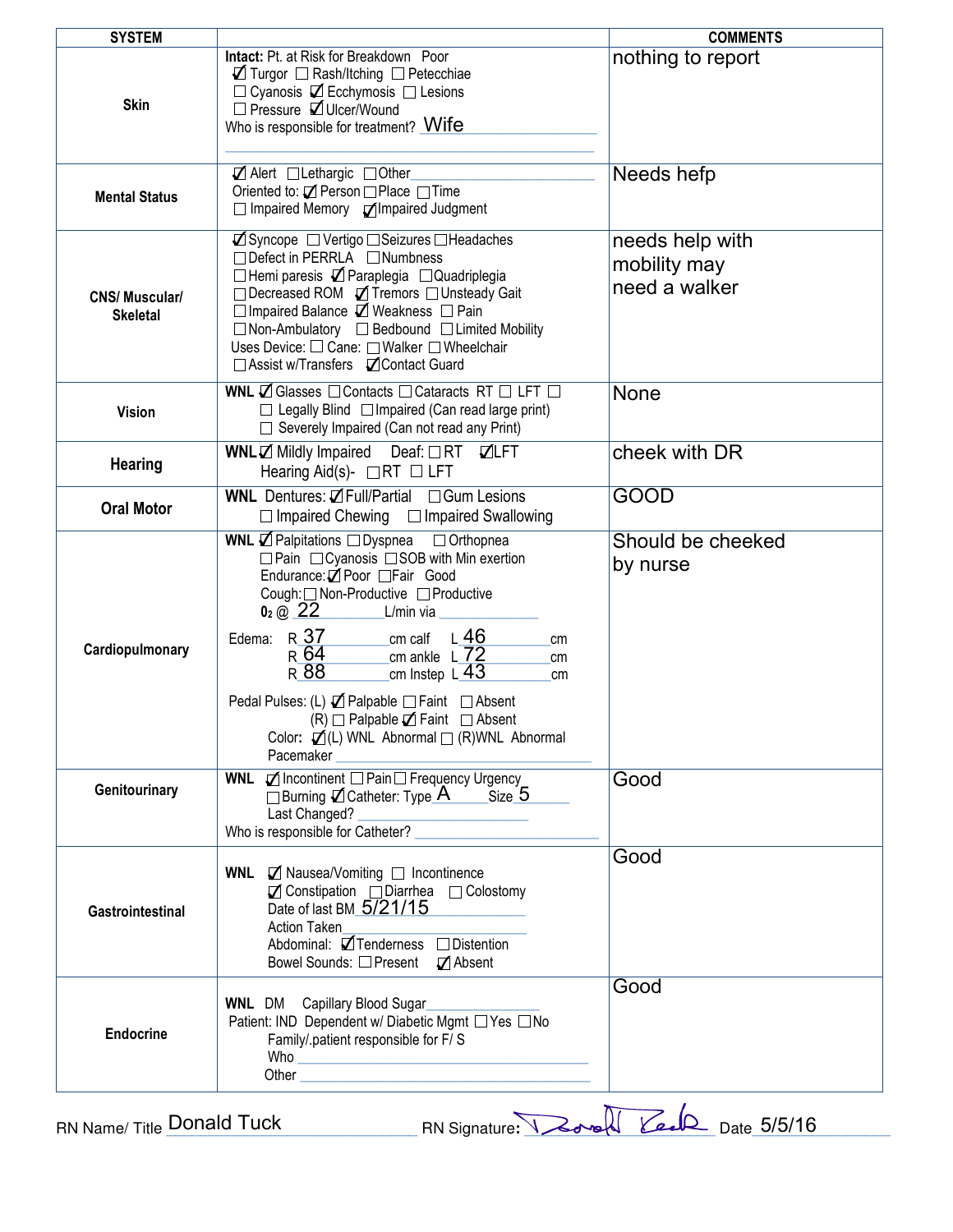| SYSTEM | | COMMENTS |
|---|---|---|
| **Skin** | **Intact:** Pt. at Risk for Breakdown Poor<br>☑ Turgor ☐ Rash/Itching ☐ Petecchiae<br>☐ Cyanosis ☑ Ecchymosis ☐ Lesions<br>☐ Pressure ☑ Ulcer/Wound<br>Who is responsible for treatment? Wife | nothing to report |
| **Mental Status** | ☑ Alert ☐ Lethargic ☐ Other<br>Oriented to: ☑ Person ☐ Place ☐ Time<br>☐ Impaired Memory ☑ Impaired Judgment | Needs hefp |
| **CNS/ Muscular/ Skeletal** | ☑ Syncope ☐ Vertigo ☐ Seizures ☐ Headaches<br>☐ Defect in PERRLA ☐ Numbness<br>☐ Hemi paresis ☑ Paraplegia ☐ Quadriplegia<br>☐ Decreased ROM ☑ Tremors ☐ Unsteady Gait<br>☐ Impaired Balance ☑ Weakness ☐ Pain<br>☐ Non-Ambulatory ☐ Bedbound ☐ Limited Mobility<br>Uses Device: ☐ Cane: ☐ Walker ☐ Wheelchair<br>☐ Assist w/Transfers ☑ Contact Guard | needs help with mobility may need a walker |
| **Vision** | **WNL** ☑ Glasses ☐ Contacts ☐ Cataracts RT ☐ LFT ☐<br>☐ Legally Blind ☐ Impaired (Can read large print)<br>☐ Severely Impaired (Can not read any Print) | None |
| **Hearing** | **WNL** ☑ Mildly Impaired Deaf: ☐ RT ☑ LFT<br>Hearing Aid(s)- ☐ RT ☐ LFT | cheek with DR |
| **Oral Motor** | **WNL** Dentures: ☑ Full/Partial ☐ Gum Lesions<br>☐ Impaired Chewing ☐ Impaired Swallowing | GOOD |
| **Cardiopulmonary** | **WNL** ☑ Palpitations ☐ Dyspnea ☐ Orthopnea<br>☐ Pain ☐ Cyanosis ☐ SOB with Min exertion<br>Endurance: ☑ Poor ☐ Fair Good<br>Cough: ☐ Non-Productive ☐ Productive<br>$0_2$ @ 22 L/min via<br>Edema: R 37 cm calf L 46 cm<br>R 64 cm ankle L 72 cm<br>R 88 cm Instep L 43 cm<br>Pedal Pulses: (L) ☑ Palpable ☐ Faint ☐ Absent<br>(R) ☐ Palpable ☑ Faint ☐ Absent<br>Color: ☑ (L) WNL Abnormal ☐ (R) WNL Abnormal<br>Pacemaker | Should be cheeked by nurse |
| **Genitourinary** | **WNL** ☑ Incontinent ☐ Pain ☐ Frequency Urgency<br>☐ Burning ☑ Catheter: Type A Size 5<br>Last Changed?<br>Who is responsible for Catheter? | Good |
| **Gastrointestinal** | **WNL** ☑ Nausea/Vomiting ☐ Incontinence<br>☑ Constipation ☐ Diarrhea ☐ Colostomy<br>Date of last BM 5/21/15<br>Action Taken<br>Abdominal: ☑ Tenderness ☐ Distention<br>Bowel Sounds: ☐ Present ☑ Absent | Good |
| **Endocrine** | **WNL** DM Capillary Blood Sugar<br>Patient: IND Dependent w/ Diabetic Mgmt ☐ Yes ☐ No<br>Family/.patient responsible for F/ S<br>Who<br>Other | Good |

RN Name/ Title Donald Tuck RN Signature: Donald Tuck Date 5/5/16